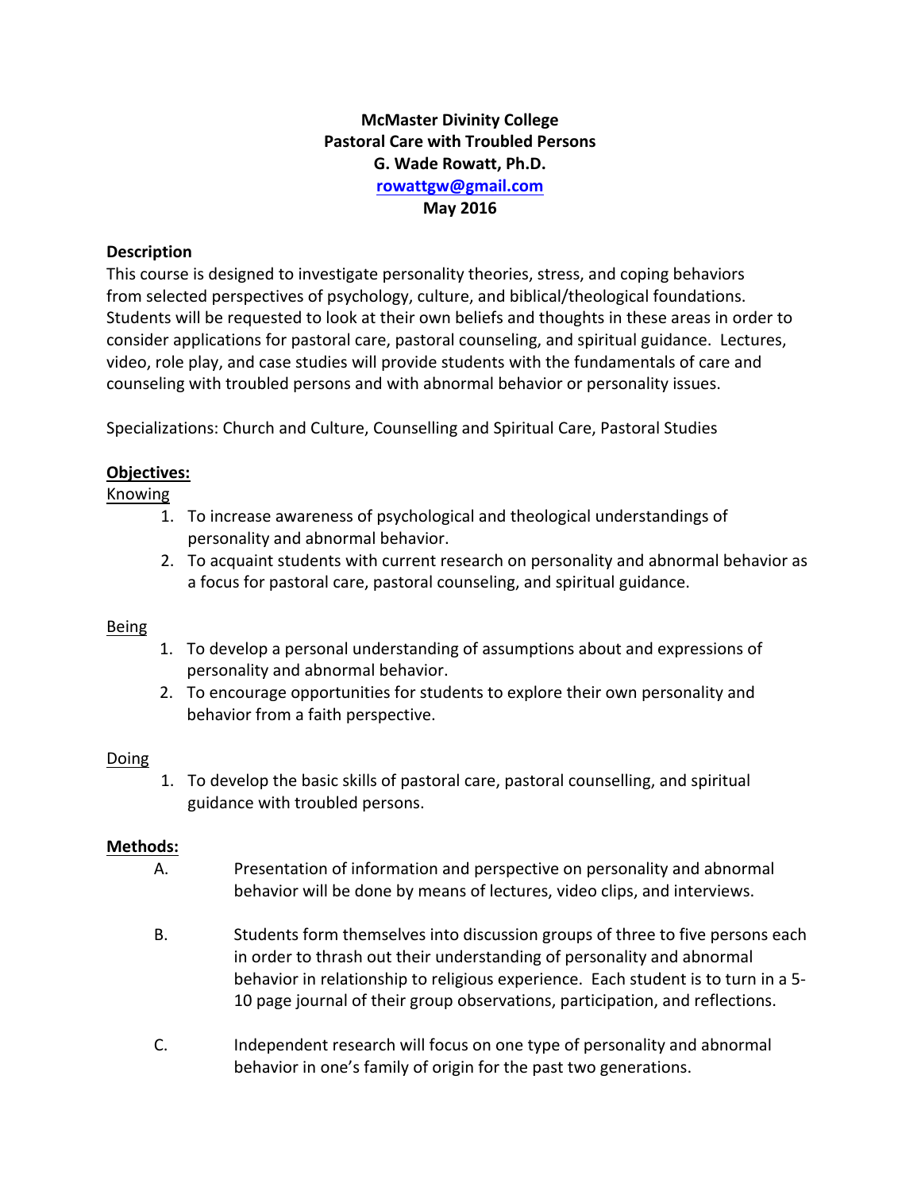**McMaster Divinity College**
**Pastoral Care with Troubled Persons**
**G. Wade Rowatt, Ph.D.**
**rowattgw@gmail.com**
**May 2016**

**Description**

This course is designed to investigate personality theories, stress, and coping behaviors from selected perspectives of psychology, culture, and biblical/theological foundations. Students will be requested to look at their own beliefs and thoughts in these areas in order to consider applications for pastoral care, pastoral counseling, and spiritual guidance. Lectures, video, role play, and case studies will provide students with the fundamentals of care and counseling with troubled persons and with abnormal behavior or personality issues.

Specializations: Church and Culture, Counselling and Spiritual Care, Pastoral Studies

**Objectives:**

Knowing

1. To increase awareness of psychological and theological understandings of personality and abnormal behavior.
2. To acquaint students with current research on personality and abnormal behavior as a focus for pastoral care, pastoral counseling, and spiritual guidance.

Being

1. To develop a personal understanding of assumptions about and expressions of personality and abnormal behavior.
2. To encourage opportunities for students to explore their own personality and behavior from a faith perspective.

Doing

1. To develop the basic skills of pastoral care, pastoral counselling, and spiritual guidance with troubled persons.

**Methods:**

A. Presentation of information and perspective on personality and abnormal behavior will be done by means of lectures, video clips, and interviews.

B. Students form themselves into discussion groups of three to five persons each in order to thrash out their understanding of personality and abnormal behavior in relationship to religious experience. Each student is to turn in a 5-10 page journal of their group observations, participation, and reflections.

C. Independent research will focus on one type of personality and abnormal behavior in one's family of origin for the past two generations.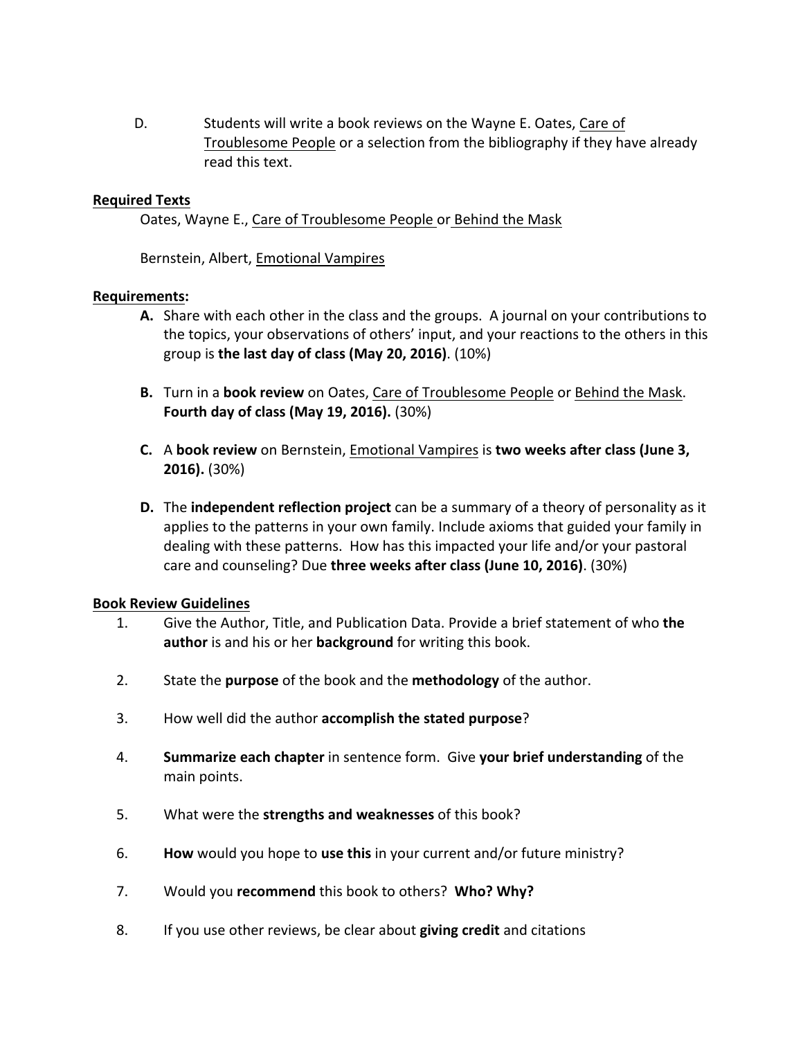D. Students will write a book reviews on the Wayne E. Oates, Care of Troublesome People or a selection from the bibliography if they have already read this text.

**Required Texts**

Oates, Wayne E., Care of Troublesome People or Behind the Mask

Bernstein, Albert, Emotional Vampires

**Requirements:**

**A.** Share with each other in the class and the groups. A journal on your contributions to the topics, your observations of others' input, and your reactions to the others in this group is **the last day of class (May 20, 2016)**. (10%)

**B.** Turn in a **book review** on Oates, Care of Troublesome People or Behind the Mask. **Fourth day of class (May 19, 2016).** (30%)

**C.** A **book review** on Bernstein, Emotional Vampires is **two weeks after class (June 3, 2016).** (30%)

**D.** The **independent reflection project** can be a summary of a theory of personality as it applies to the patterns in your own family. Include axioms that guided your family in dealing with these patterns. How has this impacted your life and/or your pastoral care and counseling? Due **three weeks after class (June 10, 2016)**. (30%)

**Book Review Guidelines**

1. Give the Author, Title, and Publication Data. Provide a brief statement of who **the author** is and his or her **background** for writing this book.
2. State the **purpose** of the book and the **methodology** of the author.
3. How well did the author **accomplish the stated purpose**?
4. **Summarize each chapter** in sentence form. Give **your brief understanding** of the main points.
5. What were the **strengths and weaknesses** of this book?
6. **How** would you hope to **use this** in your current and/or future ministry?
7. Would you **recommend** this book to others? **Who? Why?**
8. If you use other reviews, be clear about **giving credit** and citations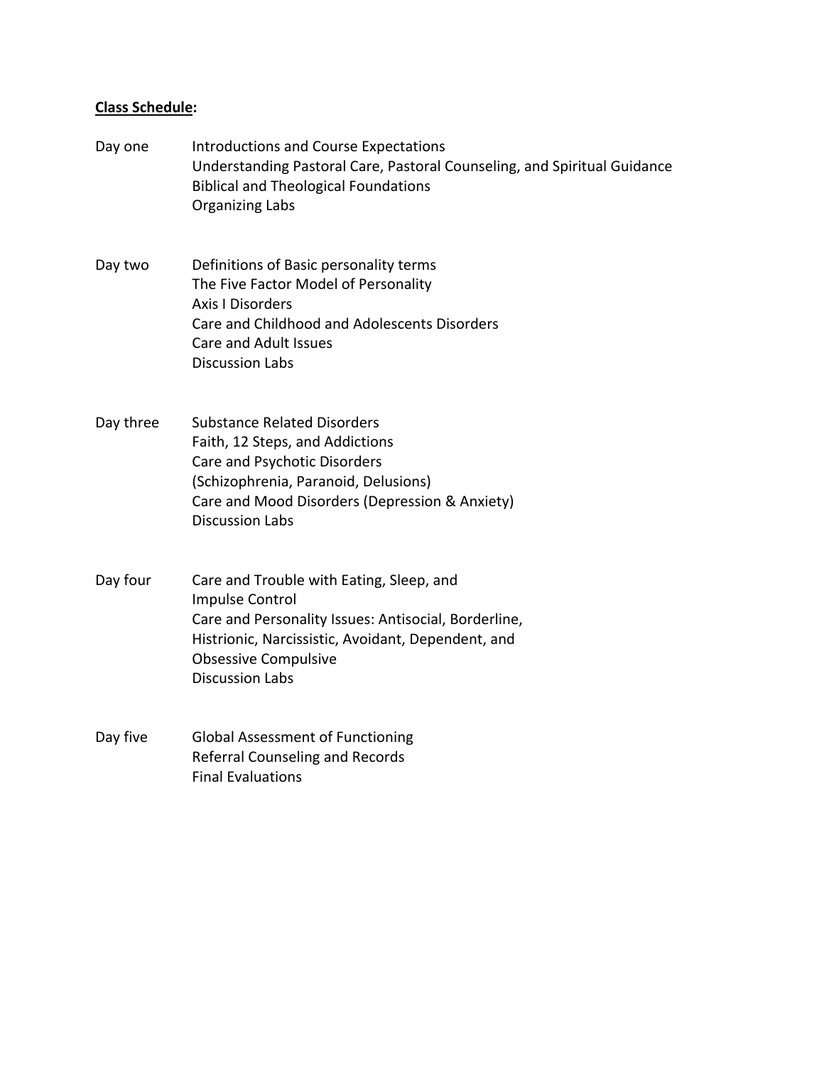**<u>Class Schedule</u>:**

Day one
- Introductions and Course Expectations
- Understanding Pastoral Care, Pastoral Counseling, and Spiritual Guidance
- Biblical and Theological Foundations
- Organizing Labs

Day two
- Definitions of Basic personality terms
- The Five Factor Model of Personality
- Axis I Disorders
- Care and Childhood and Adolescents Disorders
- Care and Adult Issues
- Discussion Labs

Day three
- Substance Related Disorders
- Faith, 12 Steps, and Addictions
- Care and Psychotic Disorders (Schizophrenia, Paranoid, Delusions)
- Care and Mood Disorders (Depression & Anxiety)
- Discussion Labs

Day four
- Care and Trouble with Eating, Sleep, and Impulse Control
- Care and Personality Issues: Antisocial, Borderline, Histrionic, Narcissistic, Avoidant, Dependent, and Obsessive Compulsive
- Discussion Labs

Day five
- Global Assessment of Functioning
- Referral Counseling and Records
- Final Evaluations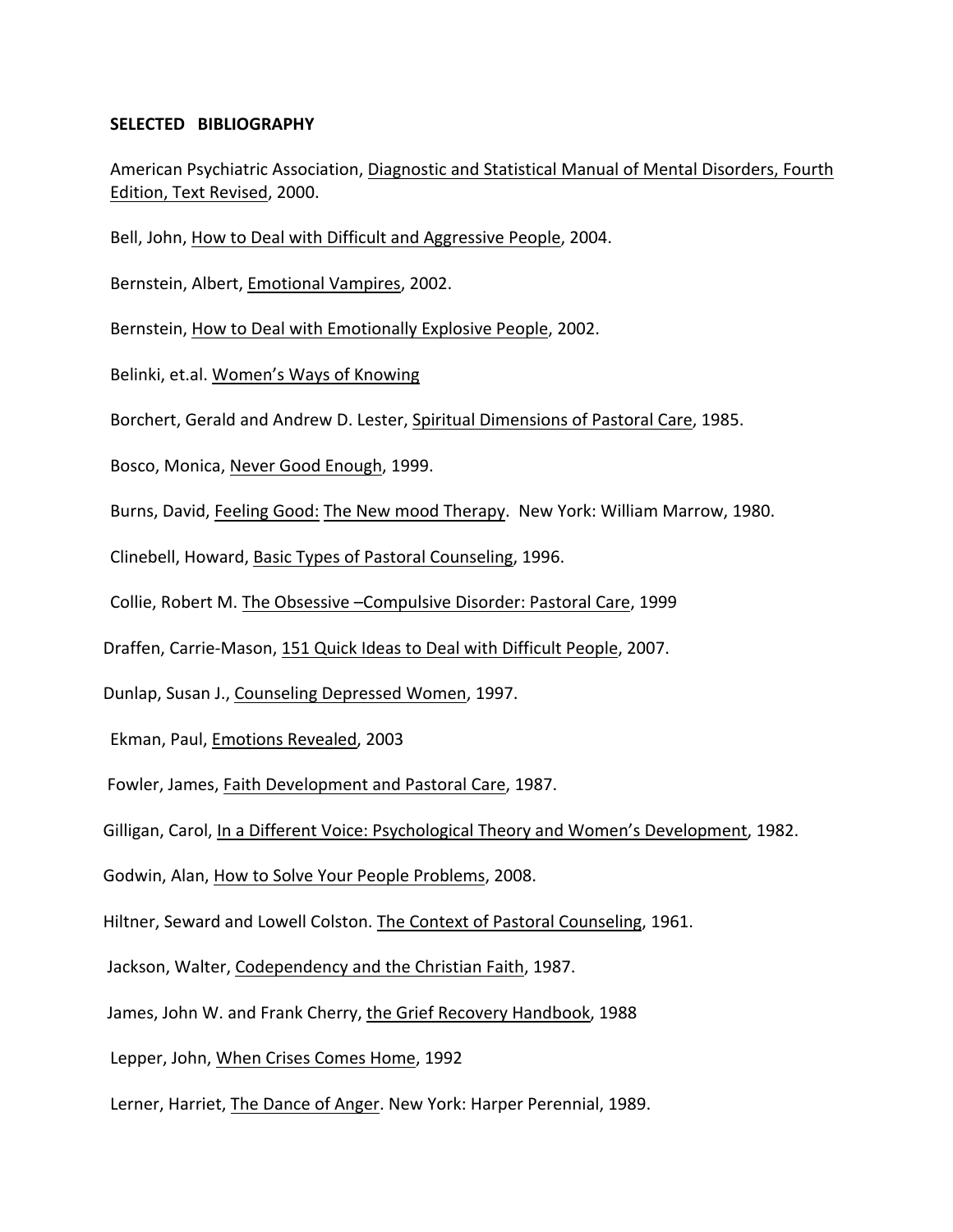**SELECTED BIBLIOGRAPHY**

American Psychiatric Association, Diagnostic and Statistical Manual of Mental Disorders, Fourth Edition, Text Revised, 2000.

Bell, John, How to Deal with Difficult and Aggressive People, 2004.

Bernstein, Albert, Emotional Vampires, 2002.

Bernstein, How to Deal with Emotionally Explosive People, 2002.

Belinki, et.al. Women's Ways of Knowing

Borchert, Gerald and Andrew D. Lester, Spiritual Dimensions of Pastoral Care, 1985.

Bosco, Monica, Never Good Enough, 1999.

Burns, David, Feeling Good: The New mood Therapy. New York: William Marrow, 1980.

Clinebell, Howard, Basic Types of Pastoral Counseling, 1996.

Collie, Robert M. The Obsessive –Compulsive Disorder: Pastoral Care, 1999

Draffen, Carrie-Mason, 151 Quick Ideas to Deal with Difficult People, 2007.

Dunlap, Susan J., Counseling Depressed Women, 1997.

Ekman, Paul, Emotions Revealed, 2003

Fowler, James, Faith Development and Pastoral Care, 1987.

Gilligan, Carol, In a Different Voice: Psychological Theory and Women's Development, 1982.

Godwin, Alan, How to Solve Your People Problems, 2008.

Hiltner, Seward and Lowell Colston. The Context of Pastoral Counseling, 1961.

Jackson, Walter, Codependency and the Christian Faith, 1987.

James, John W. and Frank Cherry, the Grief Recovery Handbook, 1988

Lepper, John, When Crises Comes Home, 1992

Lerner, Harriet, The Dance of Anger. New York: Harper Perennial, 1989.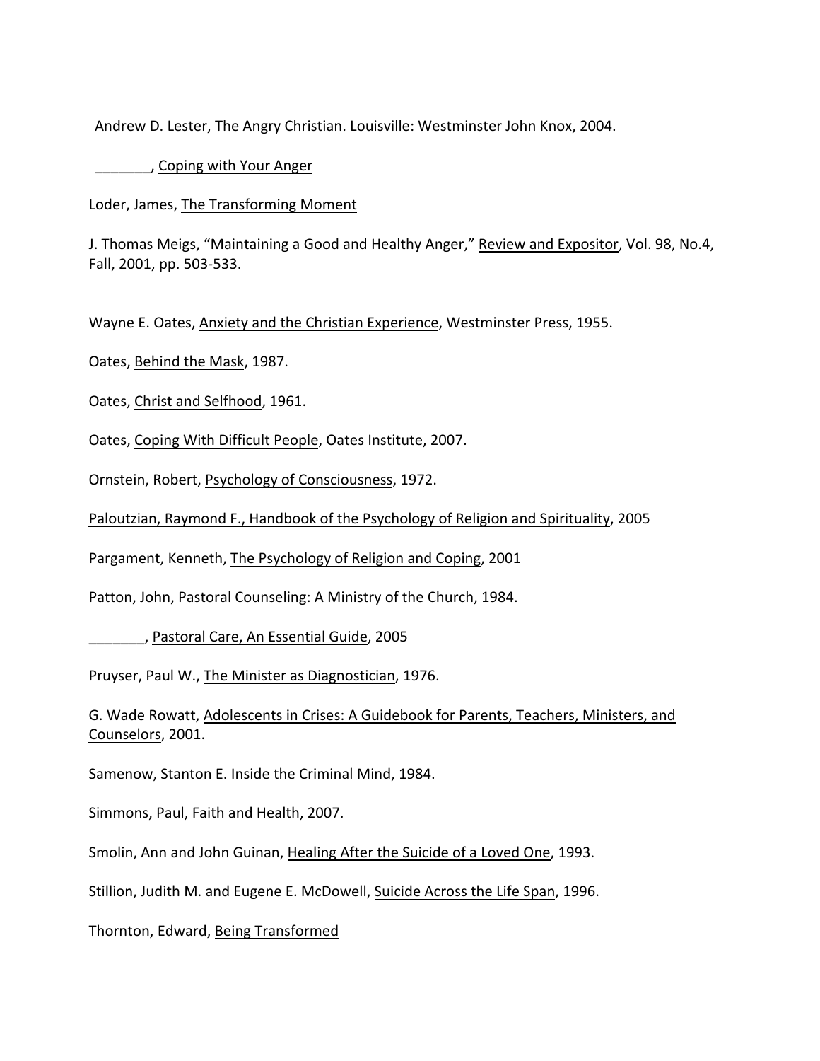Andrew D. Lester, <u>The Angry Christian</u>. Louisville: Westminster John Knox, 2004.

_______, <u>Coping with Your Anger</u>

Loder, James, <u>The Transforming Moment</u>

J. Thomas Meigs, "Maintaining a Good and Healthy Anger," <u>Review and Expositor</u>, Vol. 98, No.4, Fall, 2001, pp. 503-533.

Wayne E. Oates, <u>Anxiety and the Christian Experience</u>, Westminster Press, 1955.

Oates, <u>Behind the Mask</u>, 1987.

Oates, <u>Christ and Selfhood</u>, 1961.

Oates, <u>Coping With Difficult People</u>, Oates Institute, 2007.

Ornstein, Robert, <u>Psychology of Consciousness</u>, 1972.

<u>Paloutzian, Raymond F., Handbook of the Psychology of Religion and Spirituality</u>, 2005

Pargament, Kenneth, <u>The Psychology of Religion and Coping</u>, 2001

Patton, John, <u>Pastoral Counseling: A Ministry of the Church</u>, 1984.

_______, <u>Pastoral Care, An Essential Guide</u>, 2005

Pruyser, Paul W., <u>The Minister as Diagnostician</u>, 1976.

G. Wade Rowatt, <u>Adolescents in Crises: A Guidebook for Parents, Teachers, Ministers, and Counselors</u>, 2001.

Samenow, Stanton E. <u>Inside the Criminal Mind</u>, 1984.

Simmons, Paul, <u>Faith and Health</u>, 2007.

Smolin, Ann and John Guinan, <u>Healing After the Suicide of a Loved One</u>, 1993.

Stillion, Judith M. and Eugene E. McDowell, <u>Suicide Across the Life Span</u>, 1996.

Thornton, Edward, <u>Being Transformed</u>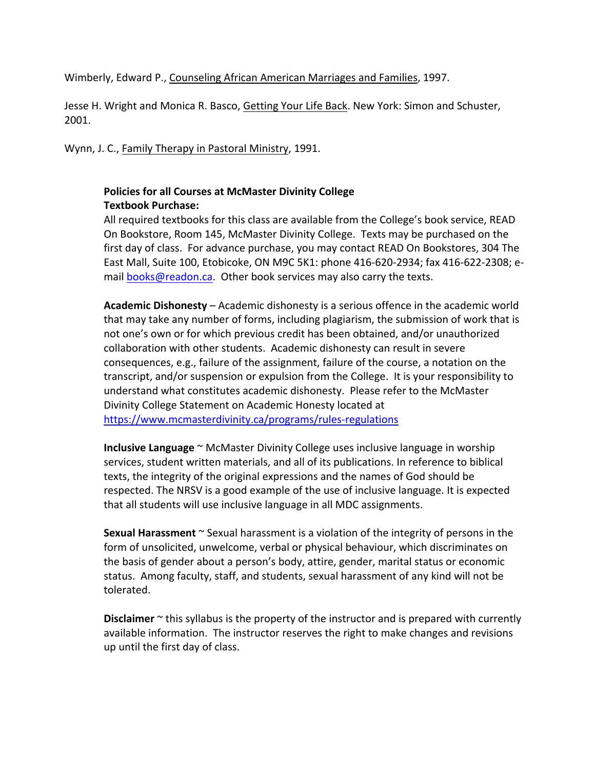Wimberly, Edward P., Counseling African American Marriages and Families, 1997.

Jesse H. Wright and Monica R. Basco, Getting Your Life Back. New York: Simon and Schuster, 2001.

Wynn, J. C., Family Therapy in Pastoral Ministry, 1991.

**Policies for all Courses at McMaster Divinity College**

**Textbook Purchase:**

All required textbooks for this class are available from the College's book service, READ On Bookstore, Room 145, McMaster Divinity College. Texts may be purchased on the first day of class. For advance purchase, you may contact READ On Bookstores, 304 The East Mall, Suite 100, Etobicoke, ON M9C 5K1: phone 416-620-2934; fax 416-622-2308; e-mail books@readon.ca. Other book services may also carry the texts.

**Academic Dishonesty** – Academic dishonesty is a serious offence in the academic world that may take any number of forms, including plagiarism, the submission of work that is not one's own or for which previous credit has been obtained, and/or unauthorized collaboration with other students. Academic dishonesty can result in severe consequences, e.g., failure of the assignment, failure of the course, a notation on the transcript, and/or suspension or expulsion from the College. It is your responsibility to understand what constitutes academic dishonesty. Please refer to the McMaster Divinity College Statement on Academic Honesty located at https://www.mcmasterdivinity.ca/programs/rules-regulations

**Inclusive Language** ~ McMaster Divinity College uses inclusive language in worship services, student written materials, and all of its publications. In reference to biblical texts, the integrity of the original expressions and the names of God should be respected. The NRSV is a good example of the use of inclusive language. It is expected that all students will use inclusive language in all MDC assignments.

**Sexual Harassment** ~ Sexual harassment is a violation of the integrity of persons in the form of unsolicited, unwelcome, verbal or physical behaviour, which discriminates on the basis of gender about a person's body, attire, gender, marital status or economic status. Among faculty, staff, and students, sexual harassment of any kind will not be tolerated.

**Disclaimer** ~ this syllabus is the property of the instructor and is prepared with currently available information. The instructor reserves the right to make changes and revisions up until the first day of class.